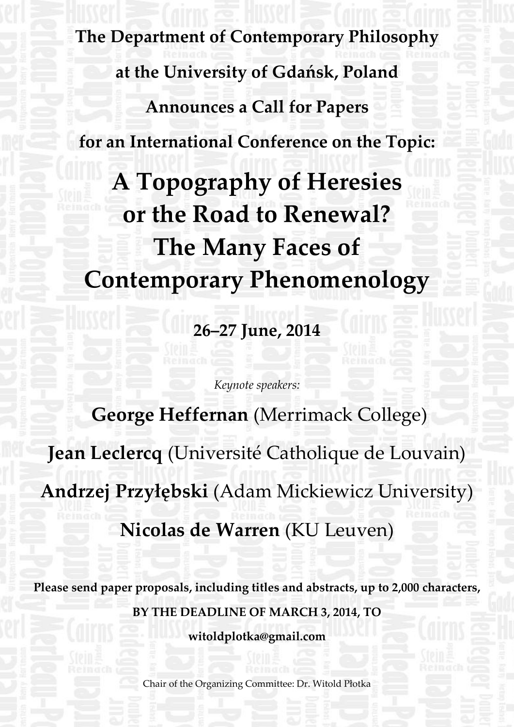**The Department of Contemporary Philosophy**

**at the University of Gdańsk, Poland**

**Announces a Call for Papers**

**for an International Conference on the Topic:**

# A Topography of Heresies or the Road to Renewal? The Many Faces of Contemporary Phenomenology

**26–27 June, 2014**

*Keynote speakers:*

**George Heffernan** (Merrimack College)

**Jean Leclercq** (Université Catholique de Louvain)

**Andrzej Przyłębski** (Adam Mickiewicz University)

**Nicolas de Warren** (KU Leuven)

**Please send paper proposals, including titles and abstracts, up to 2,000 characters,**

**BY THE DEADLINE OF MARCH 3, 2014, TO**

**witoldplotka@gmail.com**

Chair of the Organizing Committee: Dr. Witold Płotka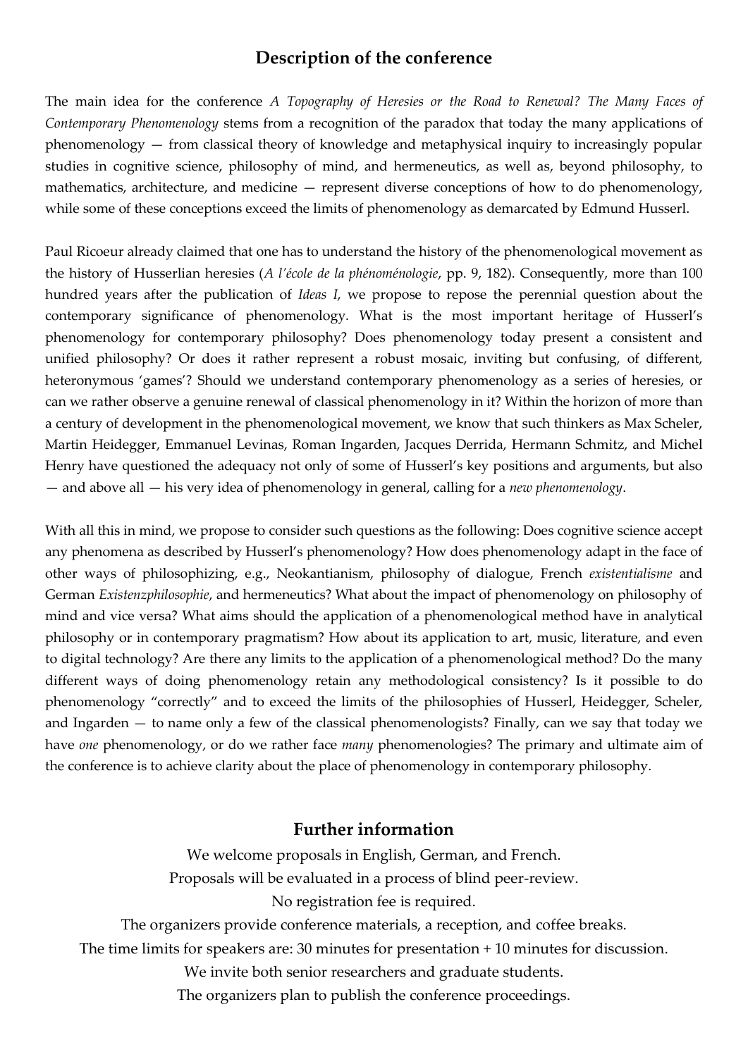## Description of the conference

The main idea for the conference *A Topography of Heresies or the Road to Renewal? The Many Faces of Contemporary Phenomenology* stems from a recognition of the paradox that today the many applications of phenomenology — from classical theory of knowledge and metaphysical inquiry to increasingly popular studies in cognitive science, philosophy of mind, and hermeneutics, as well as, beyond philosophy, to mathematics, architecture, and medicine — represent diverse conceptions of how to do phenomenology, while some of these conceptions exceed the limits of phenomenology as demarcated by Edmund Husserl.

Paul Ricoeur already claimed that one has to understand the history of the phenomenological movement as the history of Husserlian heresies (*A l'école de la phénoménologie*, pp. 9, 182). Consequently, more than 100 hundred years after the publication of *Ideas I*, we propose to repose the perennial question about the contemporary significance of phenomenology. What is the most important heritage of Husserl's phenomenology for contemporary philosophy? Does phenomenology today present a consistent and unified philosophy? Or does it rather represent a robust mosaic, inviting but confusing, of different, heteronymous 'games'? Should we understand contemporary phenomenology as a series of heresies, or can we rather observe a genuine renewal of classical phenomenology in it? Within the horizon of more than a century of development in the phenomenological movement, we know that such thinkers as Max Scheler, Martin Heidegger, Emmanuel Levinas, Roman Ingarden, Jacques Derrida, Hermann Schmitz, and Michel Henry have questioned the adequacy not only of some of Husserl's key positions and arguments, but also — and above all — his very idea of phenomenology in general, calling for a *new phenomenology*.

With all this in mind, we propose to consider such questions as the following: Does cognitive science accept any phenomena as described by Husserl's phenomenology? How does phenomenology adapt in the face of other ways of philosophizing, e.g., Neokantianism, philosophy of dialogue, French *existentialisme* and German *Existenzphilosophie*, and hermeneutics? What about the impact of phenomenology on philosophy of mind and vice versa? What aims should the application of a phenomenological method have in analytical philosophy or in contemporary pragmatism? How about its application to art, music, literature, and even to digital technology? Are there any limits to the application of a phenomenological method? Do the many different ways of doing phenomenology retain any methodological consistency? Is it possible to do phenomenology "correctly" and to exceed the limits of the philosophies of Husserl, Heidegger, Scheler, and Ingarden — to name only a few of the classical phenomenologists? Finally, can we say that today we have *one* phenomenology, or do we rather face *many* phenomenologies? The primary and ultimate aim of the conference is to achieve clarity about the place of phenomenology in contemporary philosophy.

## Further information

We welcome proposals in English, German, and French.

Proposals will be evaluated in a process of blind peer-review.

No registration fee is required.

The organizers provide conference materials, a reception, and coffee breaks.

The time limits for speakers are: 30 minutes for presentation + 10 minutes for discussion.

We invite both senior researchers and graduate students.

The organizers plan to publish the conference proceedings.